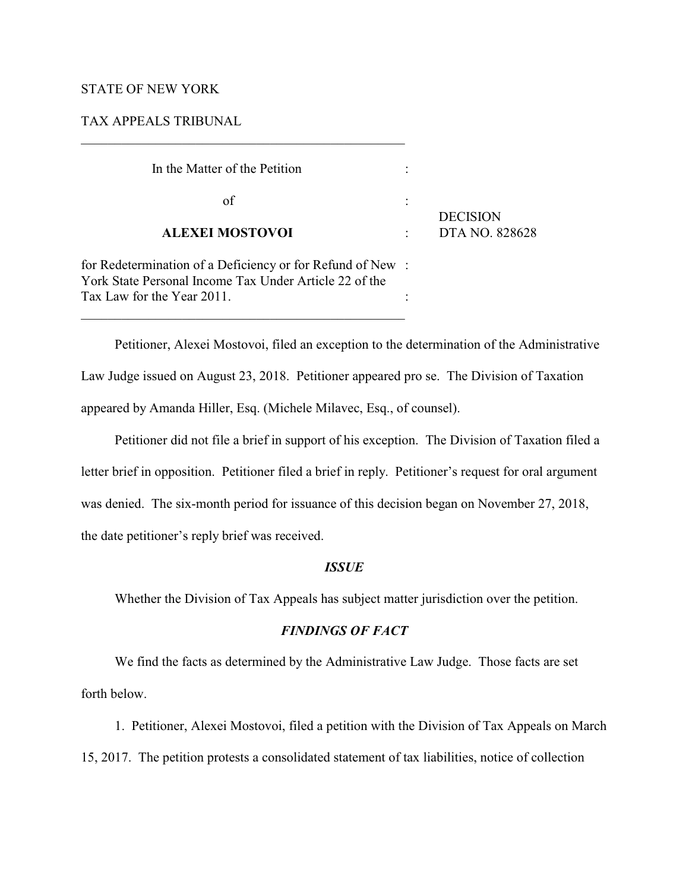STATE OF NEW YORK

TAX APPEALS TRIBUNAL

---

In the Matter of the Petition

of

**ALEXEI MOSTOVOI**

for Redetermination of a Deficiency or for Refund of New York State Personal Income Tax Under Article 22 of the Tax Law for the Year 2011.

DECISION
DTA NO. 828628

---

Petitioner, Alexei Mostovoi, filed an exception to the determination of the Administrative Law Judge issued on August 23, 2018. Petitioner appeared pro se. The Division of Taxation appeared by Amanda Hiller, Esq. (Michele Milavec, Esq., of counsel).

Petitioner did not file a brief in support of his exception. The Division of Taxation filed a letter brief in opposition. Petitioner filed a brief in reply. Petitioner's request for oral argument was denied. The six-month period for issuance of this decision began on November 27, 2018, the date petitioner's reply brief was received.

### *ISSUE*

Whether the Division of Tax Appeals has subject matter jurisdiction over the petition.

### *FINDINGS OF FACT*

We find the facts as determined by the Administrative Law Judge. Those facts are set forth below.

1. Petitioner, Alexei Mostovoi, filed a petition with the Division of Tax Appeals on March 15, 2017. The petition protests a consolidated statement of tax liabilities, notice of collection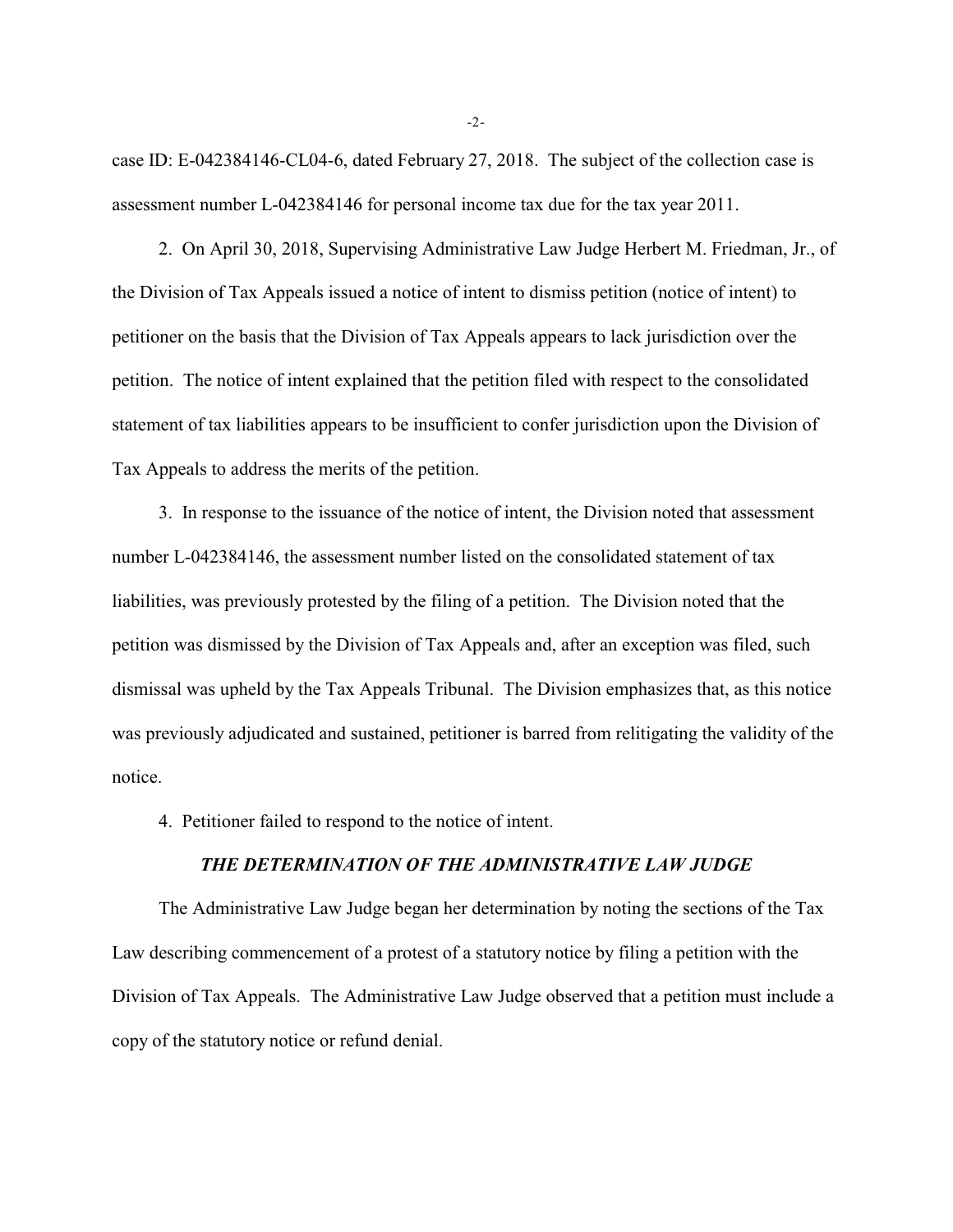case ID: E-042384146-CL04-6, dated February 27, 2018. The subject of the collection case is assessment number L-042384146 for personal income tax due for the tax year 2011.

2. On April 30, 2018, Supervising Administrative Law Judge Herbert M. Friedman, Jr., of the Division of Tax Appeals issued a notice of intent to dismiss petition (notice of intent) to petitioner on the basis that the Division of Tax Appeals appears to lack jurisdiction over the petition. The notice of intent explained that the petition filed with respect to the consolidated statement of tax liabilities appears to be insufficient to confer jurisdiction upon the Division of Tax Appeals to address the merits of the petition.

3. In response to the issuance of the notice of intent, the Division noted that assessment number L-042384146, the assessment number listed on the consolidated statement of tax liabilities, was previously protested by the filing of a petition. The Division noted that the petition was dismissed by the Division of Tax Appeals and, after an exception was filed, such dismissal was upheld by the Tax Appeals Tribunal. The Division emphasizes that, as this notice was previously adjudicated and sustained, petitioner is barred from relitigating the validity of the notice.

4. Petitioner failed to respond to the notice of intent.

### *THE DETERMINATION OF THE ADMINISTRATIVE LAW JUDGE*

The Administrative Law Judge began her determination by noting the sections of the Tax Law describing commencement of a protest of a statutory notice by filing a petition with the Division of Tax Appeals. The Administrative Law Judge observed that a petition must include a copy of the statutory notice or refund denial.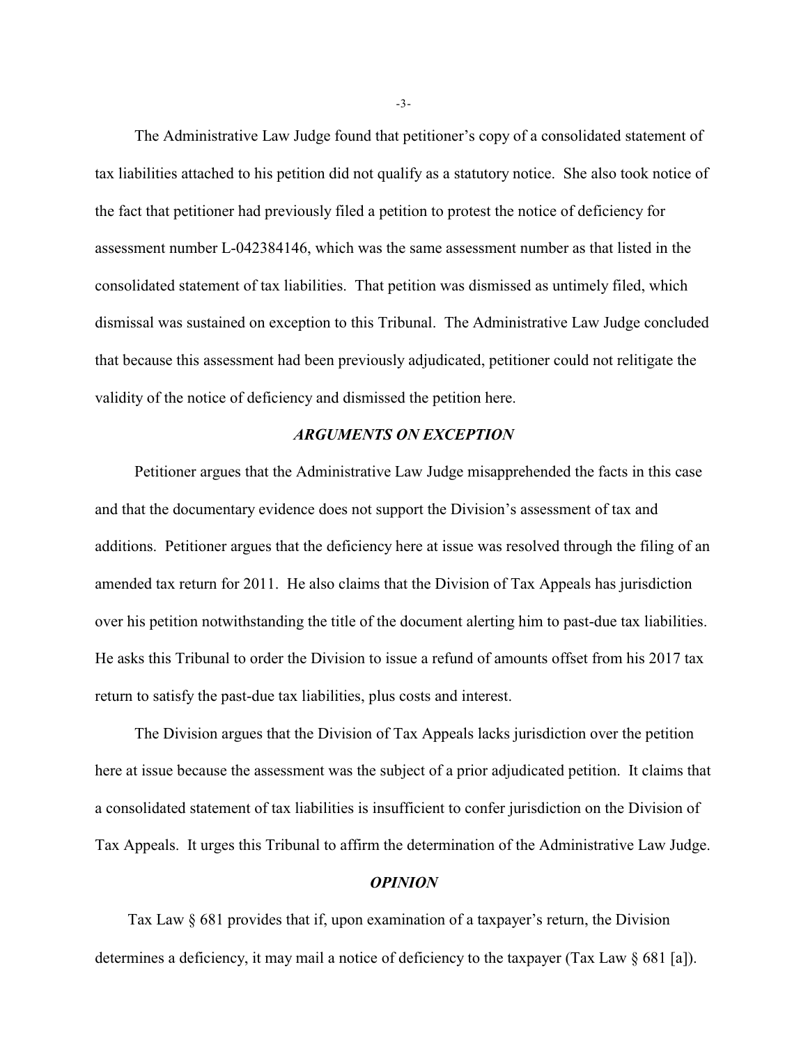The Administrative Law Judge found that petitioner's copy of a consolidated statement of tax liabilities attached to his petition did not qualify as a statutory notice. She also took notice of the fact that petitioner had previously filed a petition to protest the notice of deficiency for assessment number L-042384146, which was the same assessment number as that listed in the consolidated statement of tax liabilities. That petition was dismissed as untimely filed, which dismissal was sustained on exception to this Tribunal. The Administrative Law Judge concluded that because this assessment had been previously adjudicated, petitioner could not relitigate the validity of the notice of deficiency and dismissed the petition here.

### *ARGUMENTS ON EXCEPTION*

Petitioner argues that the Administrative Law Judge misapprehended the facts in this case and that the documentary evidence does not support the Division's assessment of tax and additions. Petitioner argues that the deficiency here at issue was resolved through the filing of an amended tax return for 2011. He also claims that the Division of Tax Appeals has jurisdiction over his petition notwithstanding the title of the document alerting him to past-due tax liabilities. He asks this Tribunal to order the Division to issue a refund of amounts offset from his 2017 tax return to satisfy the past-due tax liabilities, plus costs and interest.

The Division argues that the Division of Tax Appeals lacks jurisdiction over the petition here at issue because the assessment was the subject of a prior adjudicated petition. It claims that a consolidated statement of tax liabilities is insufficient to confer jurisdiction on the Division of Tax Appeals. It urges this Tribunal to affirm the determination of the Administrative Law Judge.

### *OPINION*

Tax Law § 681 provides that if, upon examination of a taxpayer's return, the Division determines a deficiency, it may mail a notice of deficiency to the taxpayer (Tax Law § 681 [a]).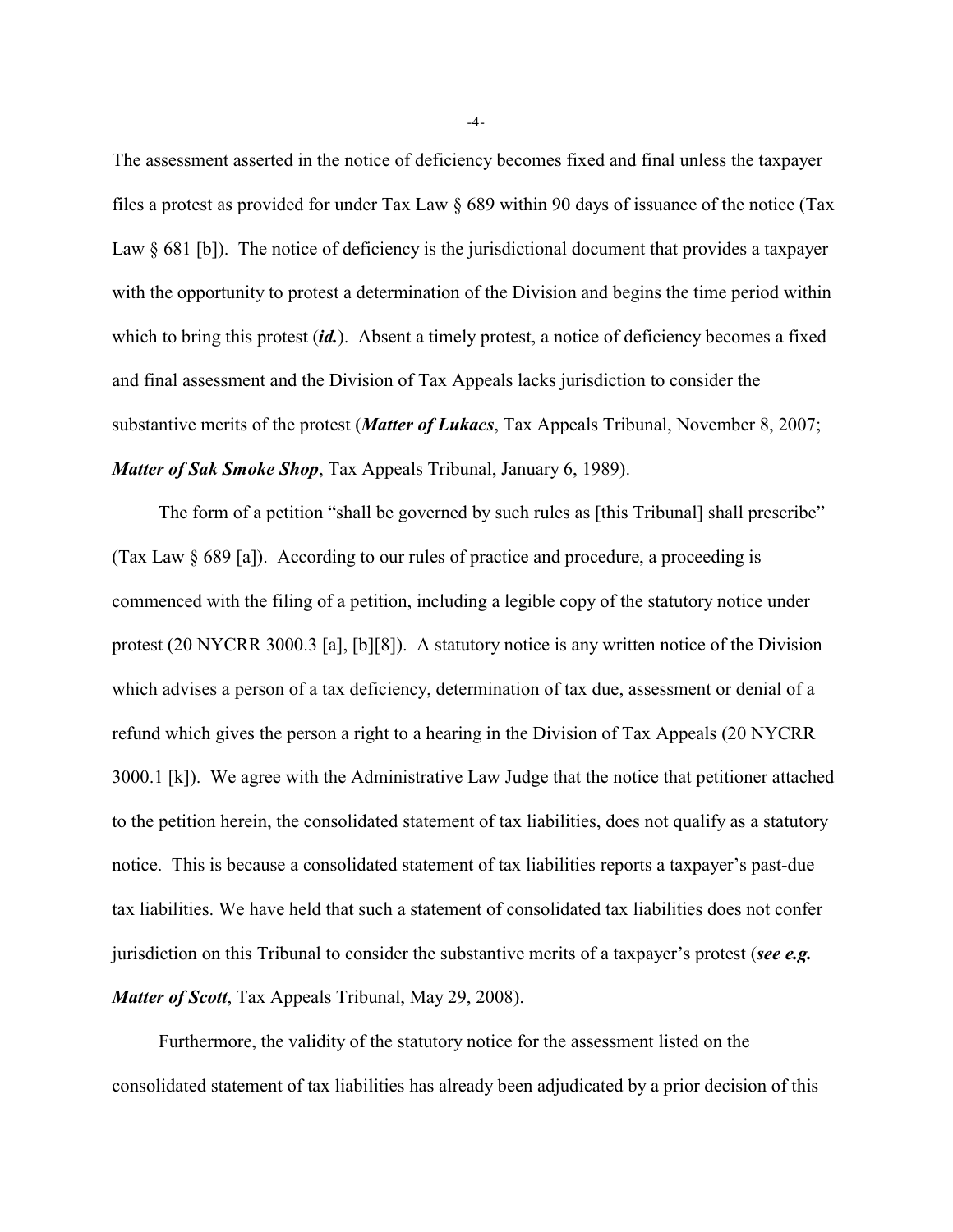The assessment asserted in the notice of deficiency becomes fixed and final unless the taxpayer files a protest as provided for under Tax Law § 689 within 90 days of issuance of the notice (Tax Law § 681 [b]). The notice of deficiency is the jurisdictional document that provides a taxpayer with the opportunity to protest a determination of the Division and begins the time period within which to bring this protest (***id.***). Absent a timely protest, a notice of deficiency becomes a fixed and final assessment and the Division of Tax Appeals lacks jurisdiction to consider the substantive merits of the protest (***Matter of Lukacs***, Tax Appeals Tribunal, November 8, 2007; ***Matter of Sak Smoke Shop***, Tax Appeals Tribunal, January 6, 1989).

The form of a petition "shall be governed by such rules as [this Tribunal] shall prescribe" (Tax Law § 689 [a]). According to our rules of practice and procedure, a proceeding is commenced with the filing of a petition, including a legible copy of the statutory notice under protest (20 NYCRR 3000.3 [a], [b][8]). A statutory notice is any written notice of the Division which advises a person of a tax deficiency, determination of tax due, assessment or denial of a refund which gives the person a right to a hearing in the Division of Tax Appeals (20 NYCRR 3000.1 [k]). We agree with the Administrative Law Judge that the notice that petitioner attached to the petition herein, the consolidated statement of tax liabilities, does not qualify as a statutory notice. This is because a consolidated statement of tax liabilities reports a taxpayer's past-due tax liabilities. We have held that such a statement of consolidated tax liabilities does not confer jurisdiction on this Tribunal to consider the substantive merits of a taxpayer's protest (***see e.g. Matter of Scott***, Tax Appeals Tribunal, May 29, 2008).

Furthermore, the validity of the statutory notice for the assessment listed on the consolidated statement of tax liabilities has already been adjudicated by a prior decision of this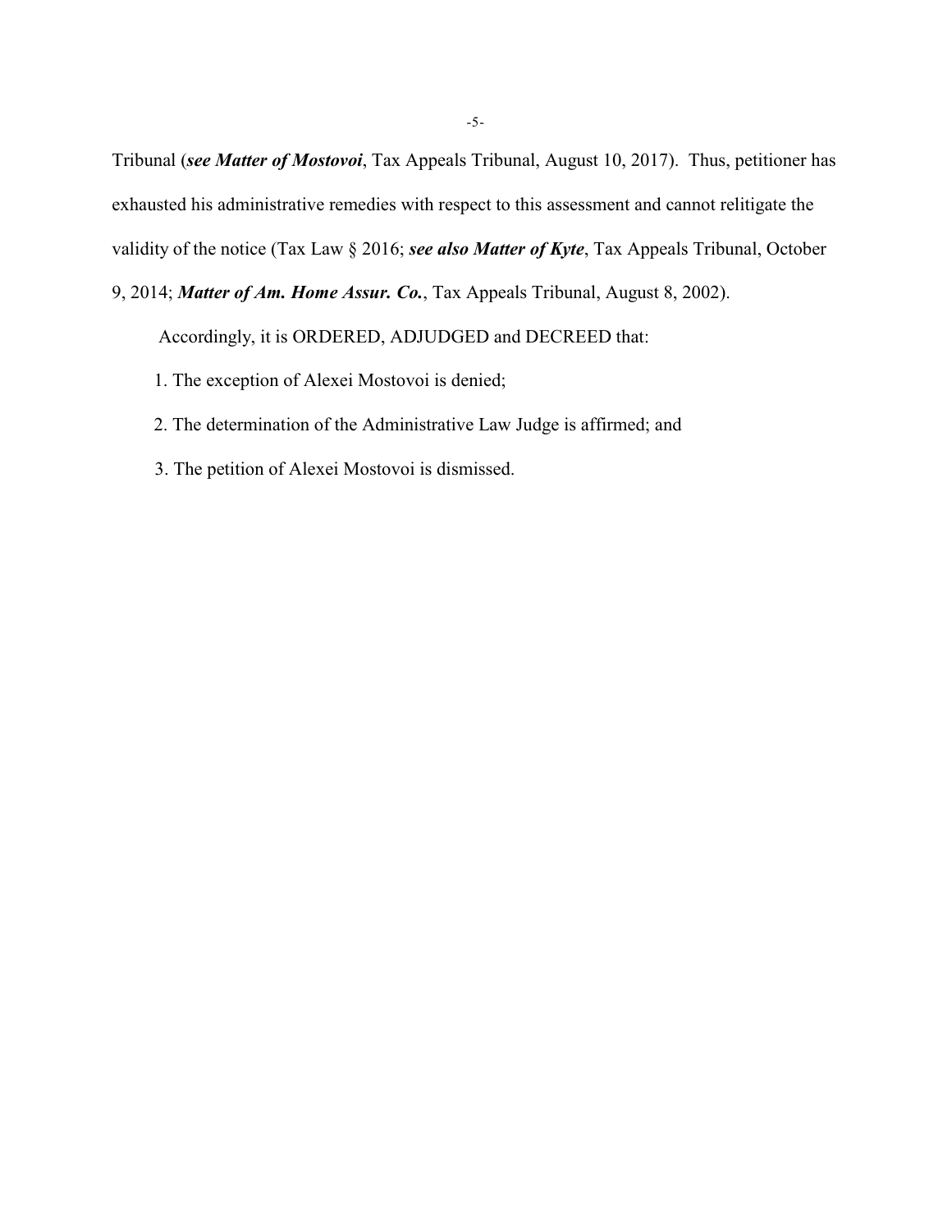Tribunal (***see Matter of Mostovoi***, Tax Appeals Tribunal, August 10, 2017). Thus, petitioner has exhausted his administrative remedies with respect to this assessment and cannot relitigate the validity of the notice (Tax Law § 2016; ***see also Matter of Kyte***, Tax Appeals Tribunal, October 9, 2014; ***Matter of Am. Home Assur. Co.***, Tax Appeals Tribunal, August 8, 2002).

Accordingly, it is ORDERED, ADJUDGED and DECREED that:

1. The exception of Alexei Mostovoi is denied;

2. The determination of the Administrative Law Judge is affirmed; and

3. The petition of Alexei Mostovoi is dismissed.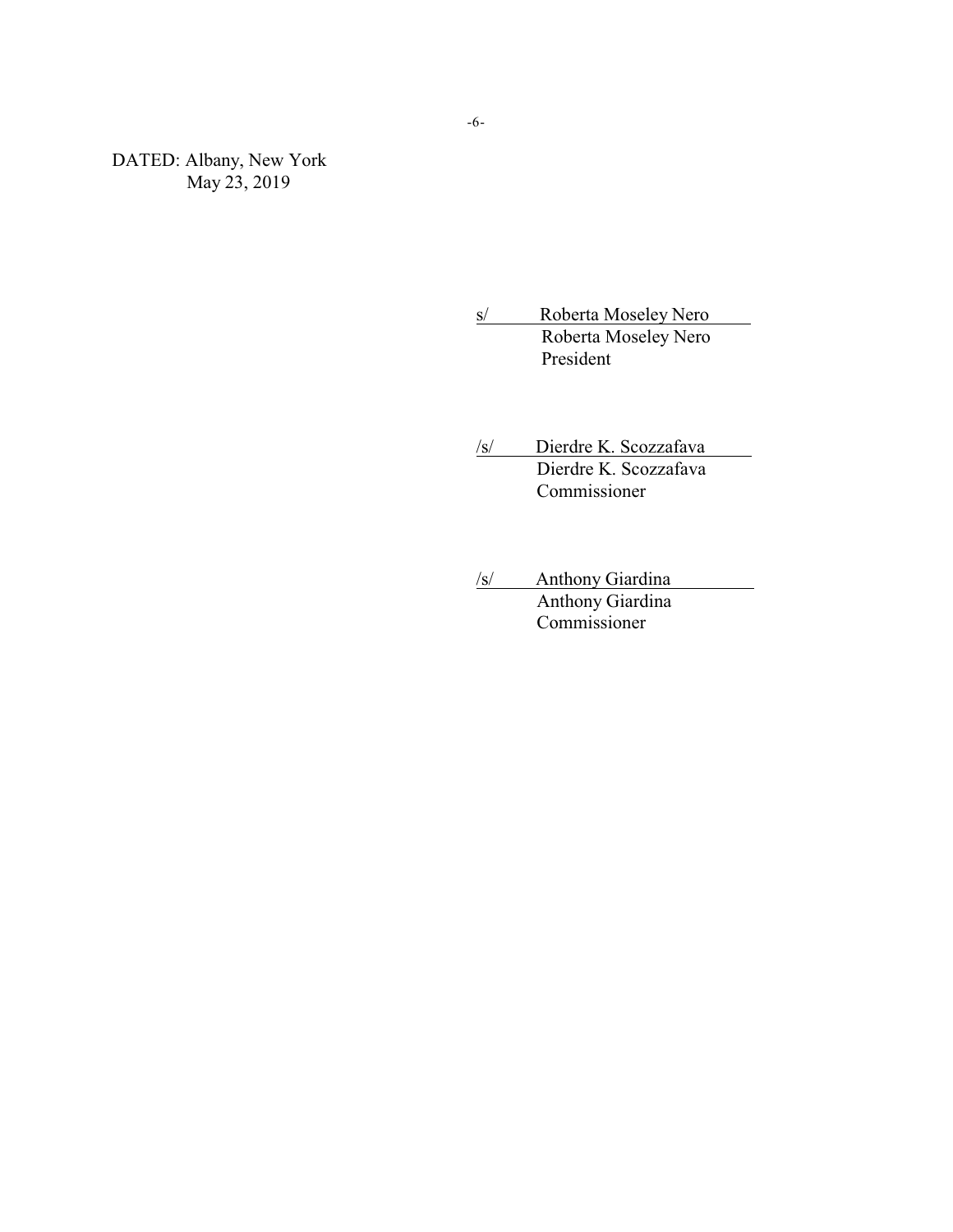DATED: Albany, New York
May 23, 2019

s/ Roberta Moseley Nero
Roberta Moseley Nero
President

/s/ Dierdre K. Scozzafava
Dierdre K. Scozzafava
Commissioner

/s/ Anthony Giardina
Anthony Giardina
Commissioner